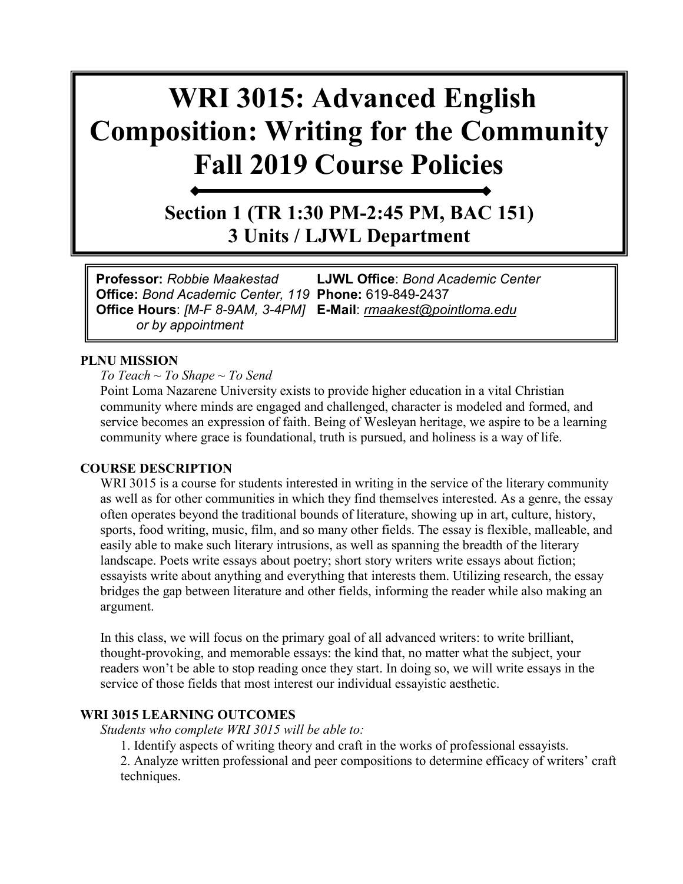# WRI 3015: Advanced English Composition: Writing for the Community Fall 2019 Course Policies

## Section 1 (TR 1:30 PM-2:45 PM, BAC 151)
## 3 Units / LJWL Department

**Professor:** *Robbie Maakestad*
**Office:** *Bond Academic Center, 119*
**Office Hours**: *[M-F 8-9AM, 3-4PM] or by appointment*
**LJWL Office**: *Bond Academic Center*
**Phone:** 619-849-2437
**E-Mail**: *rmaakest@pointloma.edu*

**PLNU MISSION**

*To Teach ~ To Shape ~ To Send*

Point Loma Nazarene University exists to provide higher education in a vital Christian community where minds are engaged and challenged, character is modeled and formed, and service becomes an expression of faith. Being of Wesleyan heritage, we aspire to be a learning community where grace is foundational, truth is pursued, and holiness is a way of life.

**COURSE DESCRIPTION**

WRI 3015 is a course for students interested in writing in the service of the literary community as well as for other communities in which they find themselves interested. As a genre, the essay often operates beyond the traditional bounds of literature, showing up in art, culture, history, sports, food writing, music, film, and so many other fields. The essay is flexible, malleable, and easily able to make such literary intrusions, as well as spanning the breadth of the literary landscape. Poets write essays about poetry; short story writers write essays about fiction; essayists write about anything and everything that interests them. Utilizing research, the essay bridges the gap between literature and other fields, informing the reader while also making an argument.

In this class, we will focus on the primary goal of all advanced writers: to write brilliant, thought-provoking, and memorable essays: the kind that, no matter what the subject, your readers won't be able to stop reading once they start. In doing so, we will write essays in the service of those fields that most interest our individual essayistic aesthetic.

**WRI 3015 LEARNING OUTCOMES**

*Students who complete WRI 3015 will be able to:*

1. Identify aspects of writing theory and craft in the works of professional essayists.
2. Analyze written professional and peer compositions to determine efficacy of writers' craft techniques.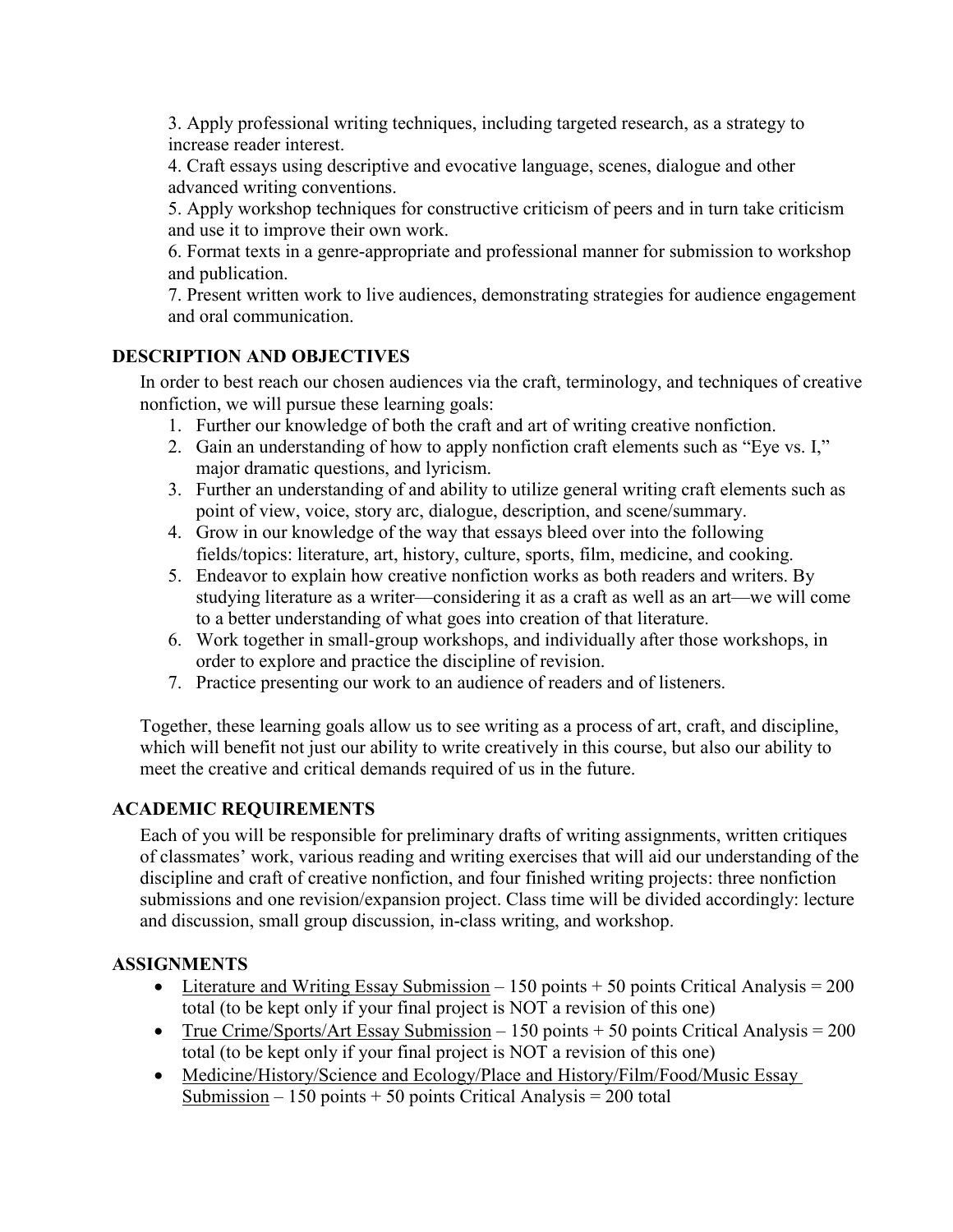3. Apply professional writing techniques, including targeted research, as a strategy to increase reader interest.
4. Craft essays using descriptive and evocative language, scenes, dialogue and other advanced writing conventions.
5. Apply workshop techniques for constructive criticism of peers and in turn take criticism and use it to improve their own work.
6. Format texts in a genre-appropriate and professional manner for submission to workshop and publication.
7. Present written work to live audiences, demonstrating strategies for audience engagement and oral communication.

## DESCRIPTION AND OBJECTIVES

In order to best reach our chosen audiences via the craft, terminology, and techniques of creative nonfiction, we will pursue these learning goals:

1. Further our knowledge of both the craft and art of writing creative nonfiction.
2. Gain an understanding of how to apply nonfiction craft elements such as "Eye vs. I," major dramatic questions, and lyricism.
3. Further an understanding of and ability to utilize general writing craft elements such as point of view, voice, story arc, dialogue, description, and scene/summary.
4. Grow in our knowledge of the way that essays bleed over into the following fields/topics: literature, art, history, culture, sports, film, medicine, and cooking.
5. Endeavor to explain how creative nonfiction works as both readers and writers. By studying literature as a writer—considering it as a craft as well as an art—we will come to a better understanding of what goes into creation of that literature.
6. Work together in small-group workshops, and individually after those workshops, in order to explore and practice the discipline of revision.
7. Practice presenting our work to an audience of readers and of listeners.

Together, these learning goals allow us to see writing as a process of art, craft, and discipline, which will benefit not just our ability to write creatively in this course, but also our ability to meet the creative and critical demands required of us in the future.

## ACADEMIC REQUIREMENTS

Each of you will be responsible for preliminary drafts of writing assignments, written critiques of classmates' work, various reading and writing exercises that will aid our understanding of the discipline and craft of creative nonfiction, and four finished writing projects: three nonfiction submissions and one revision/expansion project. Class time will be divided accordingly: lecture and discussion, small group discussion, in-class writing, and workshop.

## ASSIGNMENTS

- <u>Literature and Writing Essay Submission</u> – 150 points + 50 points Critical Analysis = 200 total (to be kept only if your final project is NOT a revision of this one)
- <u>True Crime/Sports/Art Essay Submission</u> – 150 points + 50 points Critical Analysis = 200 total (to be kept only if your final project is NOT a revision of this one)
- <u>Medicine/History/Science and Ecology/Place and History/Film/Food/Music Essay Submission</u> – 150 points + 50 points Critical Analysis = 200 total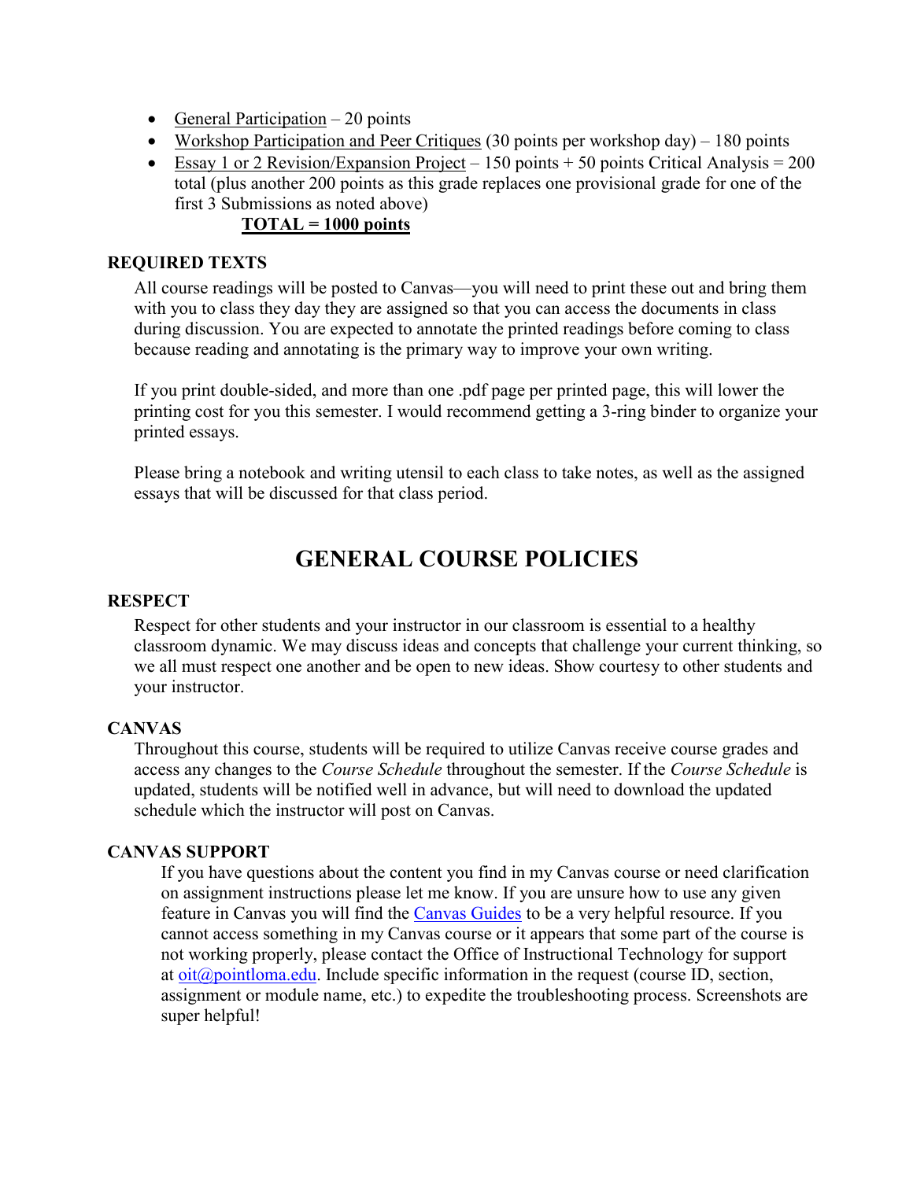- General Participation – 20 points
- Workshop Participation and Peer Critiques (30 points per workshop day) – 180 points
- Essay 1 or 2 Revision/Expansion Project – 150 points + 50 points Critical Analysis = 200 total (plus another 200 points as this grade replaces one provisional grade for one of the first 3 Submissions as noted above)

**TOTAL = 1000 points**

### REQUIRED TEXTS

All course readings will be posted to Canvas—you will need to print these out and bring them with you to class they day they are assigned so that you can access the documents in class during discussion. You are expected to annotate the printed readings before coming to class because reading and annotating is the primary way to improve your own writing.

If you print double-sided, and more than one .pdf page per printed page, this will lower the printing cost for you this semester. I would recommend getting a 3-ring binder to organize your printed essays.

Please bring a notebook and writing utensil to each class to take notes, as well as the assigned essays that will be discussed for that class period.

## GENERAL COURSE POLICIES

### RESPECT

Respect for other students and your instructor in our classroom is essential to a healthy classroom dynamic. We may discuss ideas and concepts that challenge your current thinking, so we all must respect one another and be open to new ideas. Show courtesy to other students and your instructor.

### CANVAS

Throughout this course, students will be required to utilize Canvas receive course grades and access any changes to the *Course Schedule* throughout the semester. If the *Course Schedule* is updated, students will be notified well in advance, but will need to download the updated schedule which the instructor will post on Canvas.

### CANVAS SUPPORT

If you have questions about the content you find in my Canvas course or need clarification on assignment instructions please let me know. If you are unsure how to use any given feature in Canvas you will find the Canvas Guides to be a very helpful resource. If you cannot access something in my Canvas course or it appears that some part of the course is not working properly, please contact the Office of Instructional Technology for support at oit@pointloma.edu. Include specific information in the request (course ID, section, assignment or module name, etc.) to expedite the troubleshooting process. Screenshots are super helpful!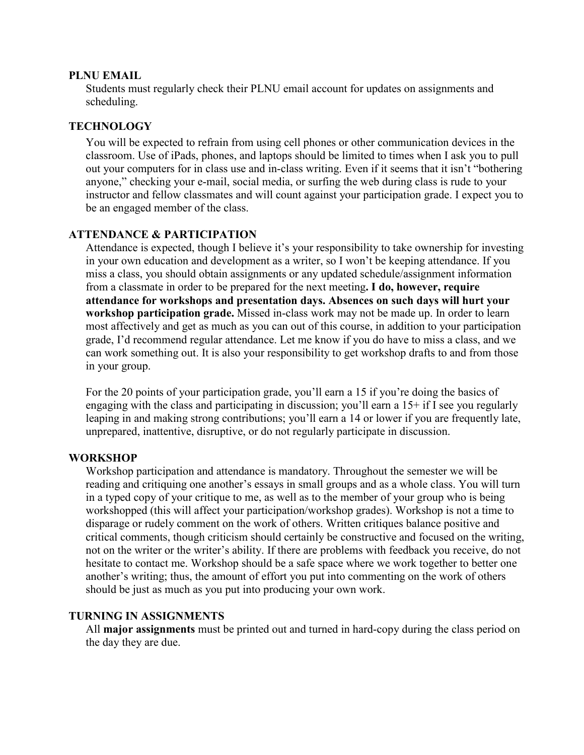**PLNU EMAIL**

Students must regularly check their PLNU email account for updates on assignments and scheduling.

**TECHNOLOGY**

You will be expected to refrain from using cell phones or other communication devices in the classroom. Use of iPads, phones, and laptops should be limited to times when I ask you to pull out your computers for in class use and in-class writing. Even if it seems that it isn't "bothering anyone," checking your e-mail, social media, or surfing the web during class is rude to your instructor and fellow classmates and will count against your participation grade. I expect you to be an engaged member of the class.

**ATTENDANCE & PARTICIPATION**

Attendance is expected, though I believe it's your responsibility to take ownership for investing in your own education and development as a writer, so I won't be keeping attendance. If you miss a class, you should obtain assignments or any updated schedule/assignment information from a classmate in order to be prepared for the next meeting**. I do, however, require attendance for workshops and presentation days. Absences on such days will hurt your workshop participation grade.** Missed in-class work may not be made up. In order to learn most affectively and get as much as you can out of this course, in addition to your participation grade, I'd recommend regular attendance. Let me know if you do have to miss a class, and we can work something out. It is also your responsibility to get workshop drafts to and from those in your group.

For the 20 points of your participation grade, you'll earn a 15 if you're doing the basics of engaging with the class and participating in discussion; you'll earn a 15+ if I see you regularly leaping in and making strong contributions; you'll earn a 14 or lower if you are frequently late, unprepared, inattentive, disruptive, or do not regularly participate in discussion.

**WORKSHOP**

Workshop participation and attendance is mandatory. Throughout the semester we will be reading and critiquing one another's essays in small groups and as a whole class. You will turn in a typed copy of your critique to me, as well as to the member of your group who is being workshopped (this will affect your participation/workshop grades). Workshop is not a time to disparage or rudely comment on the work of others. Written critiques balance positive and critical comments, though criticism should certainly be constructive and focused on the writing, not on the writer or the writer's ability. If there are problems with feedback you receive, do not hesitate to contact me. Workshop should be a safe space where we work together to better one another's writing; thus, the amount of effort you put into commenting on the work of others should be just as much as you put into producing your own work.

**TURNING IN ASSIGNMENTS**

All **major assignments** must be printed out and turned in hard-copy during the class period on the day they are due.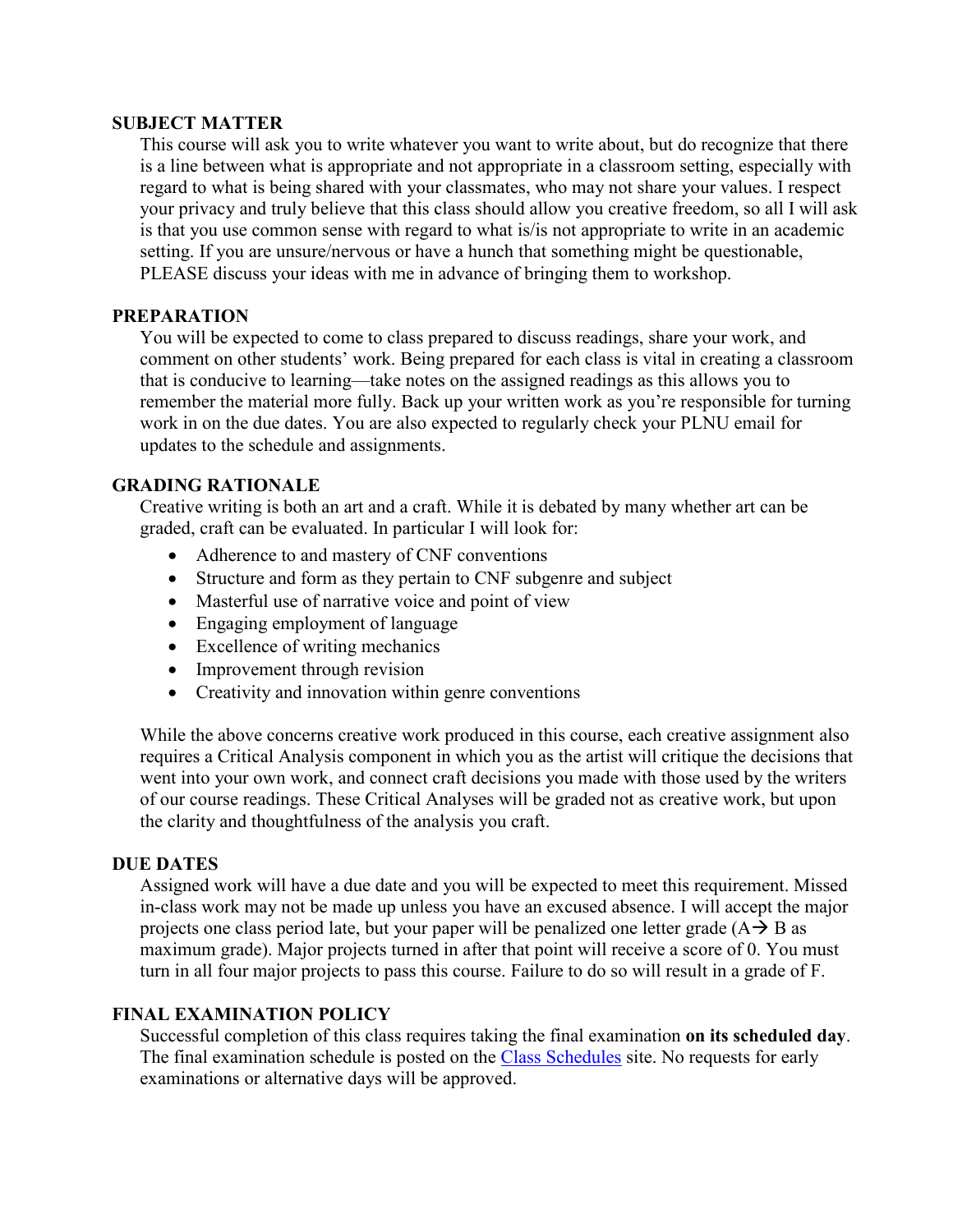### SUBJECT MATTER

This course will ask you to write whatever you want to write about, but do recognize that there is a line between what is appropriate and not appropriate in a classroom setting, especially with regard to what is being shared with your classmates, who may not share your values. I respect your privacy and truly believe that this class should allow you creative freedom, so all I will ask is that you use common sense with regard to what is/is not appropriate to write in an academic setting. If you are unsure/nervous or have a hunch that something might be questionable, PLEASE discuss your ideas with me in advance of bringing them to workshop.

### PREPARATION

You will be expected to come to class prepared to discuss readings, share your work, and comment on other students' work. Being prepared for each class is vital in creating a classroom that is conducive to learning—take notes on the assigned readings as this allows you to remember the material more fully. Back up your written work as you're responsible for turning work in on the due dates. You are also expected to regularly check your PLNU email for updates to the schedule and assignments.

### GRADING RATIONALE

Creative writing is both an art and a craft. While it is debated by many whether art can be graded, craft can be evaluated. In particular I will look for:

- Adherence to and mastery of CNF conventions
- Structure and form as they pertain to CNF subgenre and subject
- Masterful use of narrative voice and point of view
- Engaging employment of language
- Excellence of writing mechanics
- Improvement through revision
- Creativity and innovation within genre conventions

While the above concerns creative work produced in this course, each creative assignment also requires a Critical Analysis component in which you as the artist will critique the decisions that went into your own work, and connect craft decisions you made with those used by the writers of our course readings. These Critical Analyses will be graded not as creative work, but upon the clarity and thoughtfulness of the analysis you craft.

### DUE DATES

Assigned work will have a due date and you will be expected to meet this requirement. Missed in-class work may not be made up unless you have an excused absence. I will accept the major projects one class period late, but your paper will be penalized one letter grade (A→ B as maximum grade). Major projects turned in after that point will receive a score of 0. You must turn in all four major projects to pass this course. Failure to do so will result in a grade of F.

### FINAL EXAMINATION POLICY

Successful completion of this class requires taking the final examination **on its scheduled day**. The final examination schedule is posted on the Class Schedules site. No requests for early examinations or alternative days will be approved.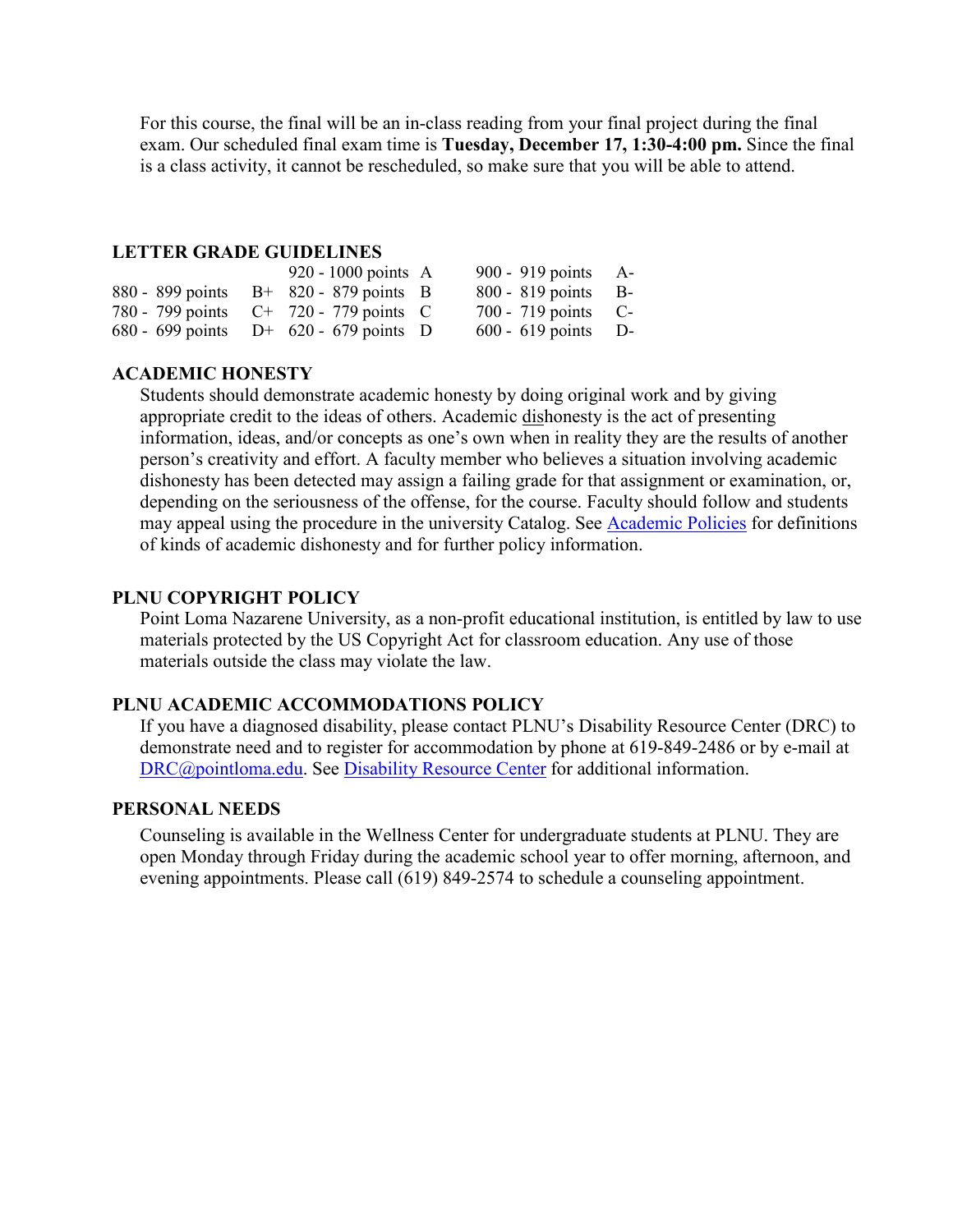For this course, the final will be an in-class reading from your final project during the final exam. Our scheduled final exam time is **Tuesday, December 17, 1:30-4:00 pm.** Since the final is a class activity, it cannot be rescheduled, so make sure that you will be able to attend.

## LETTER GRADE GUIDELINES

| | | | | | |
|---|---|---|---|---|---|
| | | 920 - 1000 points | A | 900 - 919 points | A- |
| 880 - 899 points | B+ | 820 - 879 points | B | 800 - 819 points | B- |
| 780 - 799 points | C+ | 720 - 779 points | C | 700 - 719 points | C- |
| 680 - 699 points | D+ | 620 - 679 points | D | 600 - 619 points | D- |

## ACADEMIC HONESTY

Students should demonstrate academic honesty by doing original work and by giving appropriate credit to the ideas of others. Academic dishonesty is the act of presenting information, ideas, and/or concepts as one's own when in reality they are the results of another person's creativity and effort. A faculty member who believes a situation involving academic dishonesty has been detected may assign a failing grade for that assignment or examination, or, depending on the seriousness of the offense, for the course. Faculty should follow and students may appeal using the procedure in the university Catalog. See Academic Policies for definitions of kinds of academic dishonesty and for further policy information.

## PLNU COPYRIGHT POLICY

Point Loma Nazarene University, as a non-profit educational institution, is entitled by law to use materials protected by the US Copyright Act for classroom education. Any use of those materials outside the class may violate the law.

## PLNU ACADEMIC ACCOMMODATIONS POLICY

If you have a diagnosed disability, please contact PLNU's Disability Resource Center (DRC) to demonstrate need and to register for accommodation by phone at 619-849-2486 or by e-mail at DRC@pointloma.edu. See Disability Resource Center for additional information.

## PERSONAL NEEDS

Counseling is available in the Wellness Center for undergraduate students at PLNU. They are open Monday through Friday during the academic school year to offer morning, afternoon, and evening appointments. Please call (619) 849-2574 to schedule a counseling appointment.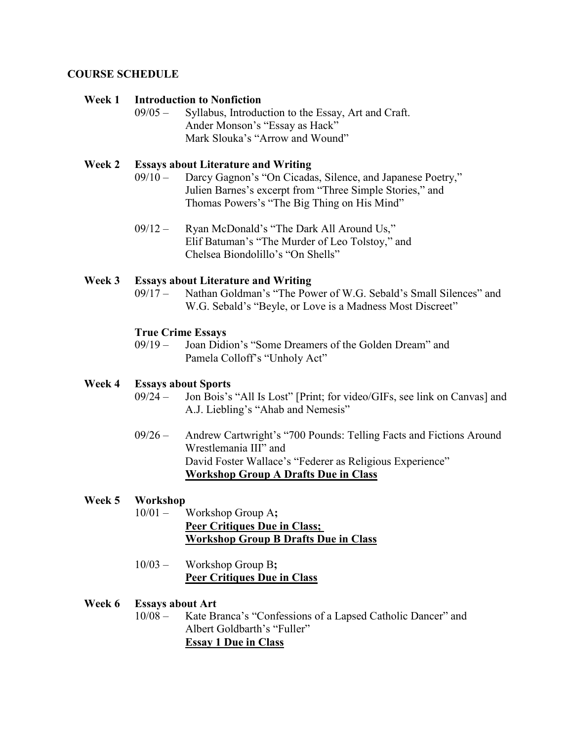## COURSE SCHEDULE

### Week 1 Introduction to Nonfiction

09/05 – Syllabus, Introduction to the Essay, Art and Craft.
Ander Monson's "Essay as Hack"
Mark Slouka's "Arrow and Wound"

### Week 2 Essays about Literature and Writing

09/10 – Darcy Gagnon's "On Cicadas, Silence, and Japanese Poetry,"
Julien Barnes's excerpt from "Three Simple Stories," and
Thomas Powers's "The Big Thing on His Mind"

09/12 – Ryan McDonald's "The Dark All Around Us,"
Elif Batuman's "The Murder of Leo Tolstoy," and
Chelsea Biondolillo's "On Shells"

### Week 3 Essays about Literature and Writing

09/17 – Nathan Goldman's "The Power of W.G. Sebald's Small Silences" and
W.G. Sebald's "Beyle, or Love is a Madness Most Discreet"

**True Crime Essays**

09/19 – Joan Didion's "Some Dreamers of the Golden Dream" and
Pamela Colloff's "Unholy Act"

### Week 4 Essays about Sports

09/24 – Jon Bois's "All Is Lost" [Print; for video/GIFs, see link on Canvas] and
A.J. Liebling's "Ahab and Nemesis"

09/26 – Andrew Cartwright's "700 Pounds: Telling Facts and Fictions Around Wrestlemania III" and
David Foster Wallace's "Federer as Religious Experience"
**Workshop Group A Drafts Due in Class**

### Week 5 Workshop

10/01 – Workshop Group A**;**
**Peer Critiques Due in Class;**
**Workshop Group B Drafts Due in Class**

10/03 – Workshop Group B**;**
**Peer Critiques Due in Class**

### Week 6 Essays about Art

10/08 – Kate Branca's "Confessions of a Lapsed Catholic Dancer" and
Albert Goldbarth's "Fuller"
**Essay 1 Due in Class**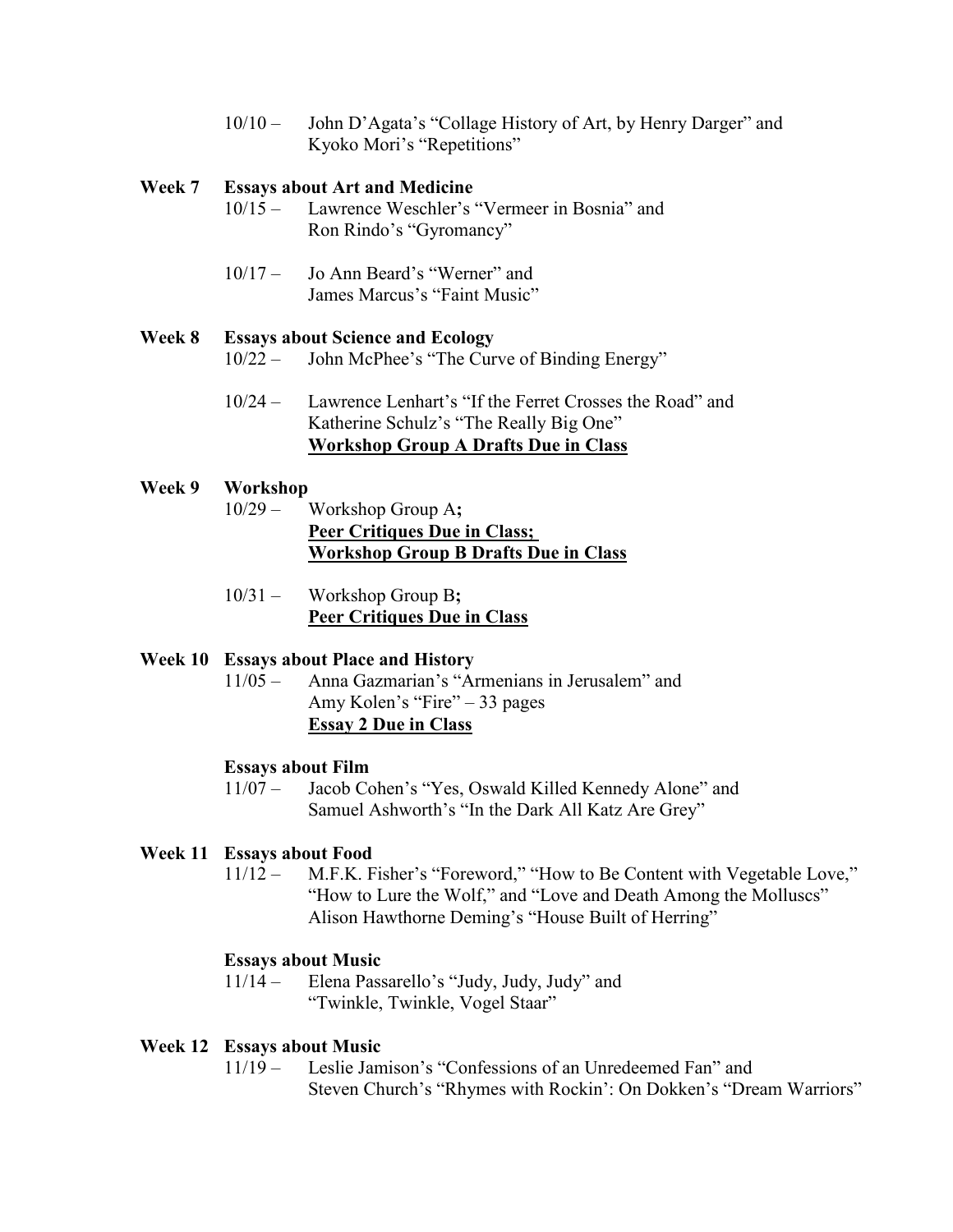10/10 – John D'Agata's "Collage History of Art, by Henry Darger" and Kyoko Mori's "Repetitions"

**Week 7 Essays about Art and Medicine**

10/15 – Lawrence Weschler's "Vermeer in Bosnia" and Ron Rindo's "Gyromancy"

10/17 – Jo Ann Beard's "Werner" and James Marcus's "Faint Music"

**Week 8 Essays about Science and Ecology**

10/22 – John McPhee's "The Curve of Binding Energy"

10/24 – Lawrence Lenhart's "If the Ferret Crosses the Road" and Katherine Schulz's "The Really Big One"
**Workshop Group A Drafts Due in Class**

**Week 9 Workshop**

10/29 – Workshop Group A**;**
**Peer Critiques Due in Class;**
**Workshop Group B Drafts Due in Class**

10/31 – Workshop Group B**;**
**Peer Critiques Due in Class**

**Week 10 Essays about Place and History**

11/05 – Anna Gazmarian's "Armenians in Jerusalem" and Amy Kolen's "Fire" – 33 pages
**Essay 2 Due in Class**

**Essays about Film**

11/07 – Jacob Cohen's "Yes, Oswald Killed Kennedy Alone" and Samuel Ashworth's "In the Dark All Katz Are Grey"

**Week 11 Essays about Food**

11/12 – M.F.K. Fisher's "Foreword," "How to Be Content with Vegetable Love," "How to Lure the Wolf," and "Love and Death Among the Molluscs"
Alison Hawthorne Deming's "House Built of Herring"

**Essays about Music**

11/14 – Elena Passarello's "Judy, Judy, Judy" and "Twinkle, Twinkle, Vogel Staar"

**Week 12 Essays about Music**

11/19 – Leslie Jamison's "Confessions of an Unredeemed Fan" and Steven Church's "Rhymes with Rockin': On Dokken's "Dream Warriors"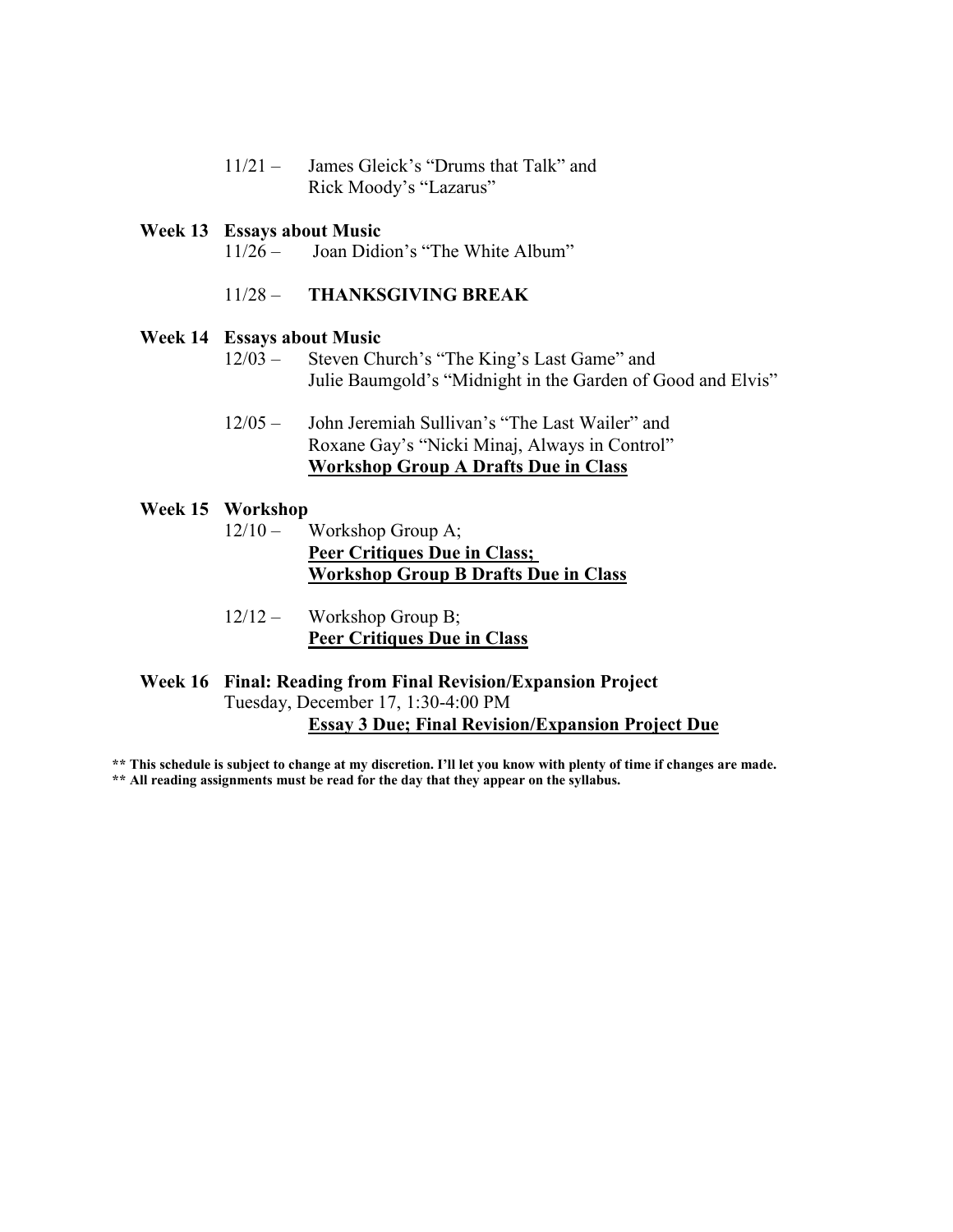11/21 – James Gleick's "Drums that Talk" and
Rick Moody's "Lazarus"

**Week 13 Essays about Music**

11/26 – Joan Didion's "The White Album"

11/28 – **THANKSGIVING BREAK**

**Week 14 Essays about Music**

12/03 – Steven Church's "The King's Last Game" and
Julie Baumgold's "Midnight in the Garden of Good and Elvis"

12/05 – John Jeremiah Sullivan's "The Last Wailer" and
Roxane Gay's "Nicki Minaj, Always in Control"
**<u>Workshop Group A Drafts Due in Class</u>**

**Week 15 Workshop**

12/10 – Workshop Group A;
**<u>Peer Critiques Due in Class;</u>**
**<u>Workshop Group B Drafts Due in Class</u>**

12/12 – Workshop Group B;
**<u>Peer Critiques Due in Class</u>**

**Week 16 Final: Reading from Final Revision/Expansion Project**

Tuesday, December 17, 1:30-4:00 PM
**<u>Essay 3 Due; Final Revision/Expansion Project Due</u>**

**\*\* This schedule is subject to change at my discretion. I'll let you know with plenty of time if changes are made.**
**\*\* All reading assignments must be read for the day that they appear on the syllabus.**